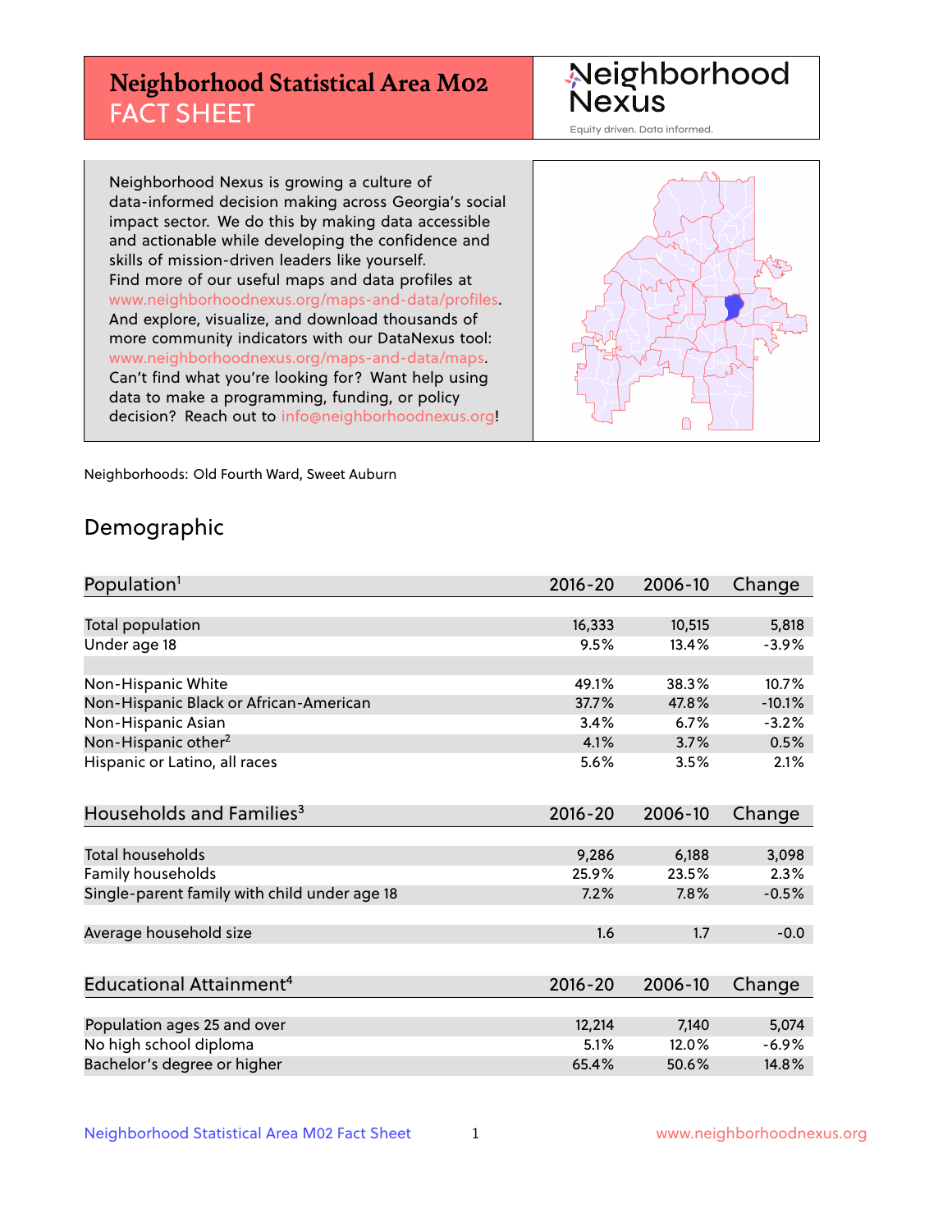# Neighborhood Statistical Area M02
## FACT SHEET

Neighborhood Nexus

Equity driven. Data informed.

Neighborhood Nexus is growing a culture of data-informed decision making across Georgia's social impact sector. We do this by making data accessible and actionable while developing the confidence and skills of mission-driven leaders like yourself. Find more of our useful maps and data profiles at www.neighborhoodnexus.org/maps-and-data/profiles. And explore, visualize, and download thousands of more community indicators with our DataNexus tool: www.neighborhoodnexus.org/maps-and-data/maps. Can't find what you're looking for? Want help using data to make a programming, funding, or policy decision? Reach out to info@neighborhoodnexus.org!

Neighborhoods: Old Fourth Ward, Sweet Auburn

## Demographic

| Population[1] | 2016-20 | 2006-10 | Change |
|---|---|---|---|
| Total population | 16,333 | 10,515 | 5,818 |
| Under age 18 | 9.5% | 13.4% | -3.9% |
| | | | |
| Non-Hispanic White | 49.1% | 38.3% | 10.7% |
| Non-Hispanic Black or African-American | 37.7% | 47.8% | -10.1% |
| Non-Hispanic Asian | 3.4% | 6.7% | -3.2% |
| Non-Hispanic other[2] | 4.1% | 3.7% | 0.5% |
| Hispanic or Latino, all races | 5.6% | 3.5% | 2.1% |

| Households and Families[3] | 2016-20 | 2006-10 | Change |
|---|---|---|---|
| Total households | 9,286 | 6,188 | 3,098 |
| Family households | 25.9% | 23.5% | 2.3% |
| Single-parent family with child under age 18 | 7.2% | 7.8% | -0.5% |
| | | | |
| Average household size | 1.6 | 1.7 | -0.0 |

| Educational Attainment[4] | 2016-20 | 2006-10 | Change |
|---|---|---|---|
| Population ages 25 and over | 12,214 | 7,140 | 5,074 |
| No high school diploma | 5.1% | 12.0% | -6.9% |
| Bachelor's degree or higher | 65.4% | 50.6% | 14.8% |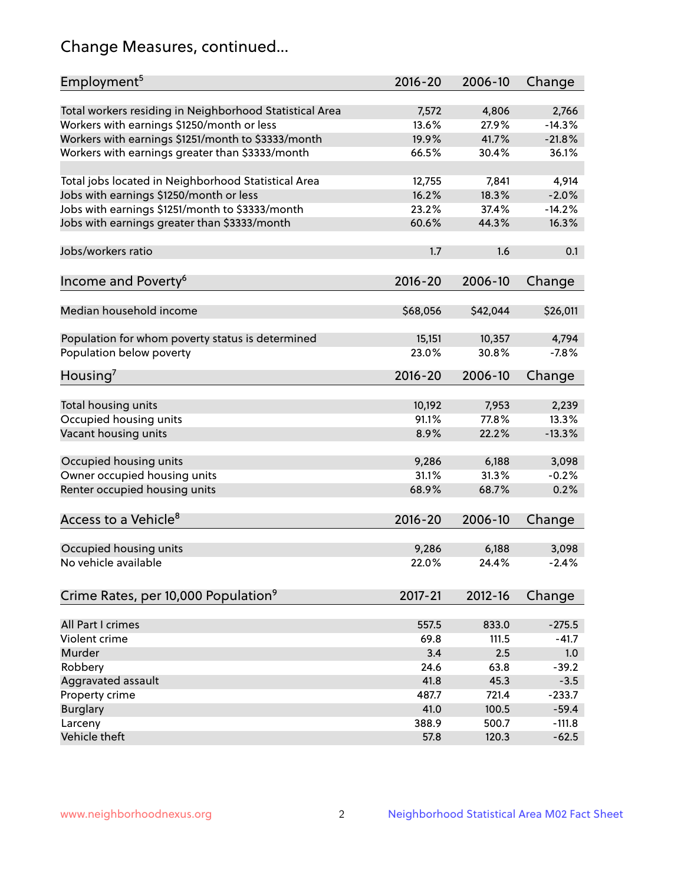## Change Measures, continued...

| Employment[5] | 2016-20 | 2006-10 | Change |
|---|---|---|---|
| Total workers residing in Neighborhood Statistical Area | 7,572 | 4,806 | 2,766 |
| Workers with earnings $1250/month or less | 13.6% | 27.9% | -14.3% |
| Workers with earnings $1251/month to $3333/month | 19.9% | 41.7% | -21.8% |
| Workers with earnings greater than $3333/month | 66.5% | 30.4% | 36.1% |
| | | | |
| Total jobs located in Neighborhood Statistical Area | 12,755 | 7,841 | 4,914 |
| Jobs with earnings $1250/month or less | 16.2% | 18.3% | -2.0% |
| Jobs with earnings $1251/month to $3333/month | 23.2% | 37.4% | -14.2% |
| Jobs with earnings greater than $3333/month | 60.6% | 44.3% | 16.3% |
| | | | |
| Jobs/workers ratio | 1.7 | 1.6 | 0.1 |

| Income and Poverty[6] | 2016-20 | 2006-10 | Change |
|---|---|---|---|
| Median household income | $68,056 | $42,044 | $26,011 |
| | | | |
| Population for whom poverty status is determined | 15,151 | 10,357 | 4,794 |
| Population below poverty | 23.0% | 30.8% | -7.8% |

| Housing[7] | 2016-20 | 2006-10 | Change |
|---|---|---|---|
| Total housing units | 10,192 | 7,953 | 2,239 |
| Occupied housing units | 91.1% | 77.8% | 13.3% |
| Vacant housing units | 8.9% | 22.2% | -13.3% |
| | | | |
| Occupied housing units | 9,286 | 6,188 | 3,098 |
| Owner occupied housing units | 31.1% | 31.3% | -0.2% |
| Renter occupied housing units | 68.9% | 68.7% | 0.2% |

| Access to a Vehicle[8] | 2016-20 | 2006-10 | Change |
|---|---|---|---|
| Occupied housing units | 9,286 | 6,188 | 3,098 |
| No vehicle available | 22.0% | 24.4% | -2.4% |

| Crime Rates, per 10,000 Population[9] | 2017-21 | 2012-16 | Change |
|---|---|---|---|
| All Part I crimes | 557.5 | 833.0 | -275.5 |
| Violent crime | 69.8 | 111.5 | -41.7 |
| Murder | 3.4 | 2.5 | 1.0 |
| Robbery | 24.6 | 63.8 | -39.2 |
| Aggravated assault | 41.8 | 45.3 | -3.5 |
| Property crime | 487.7 | 721.4 | -233.7 |
| Burglary | 41.0 | 100.5 | -59.4 |
| Larceny | 388.9 | 500.7 | -111.8 |
| Vehicle theft | 57.8 | 120.3 | -62.5 |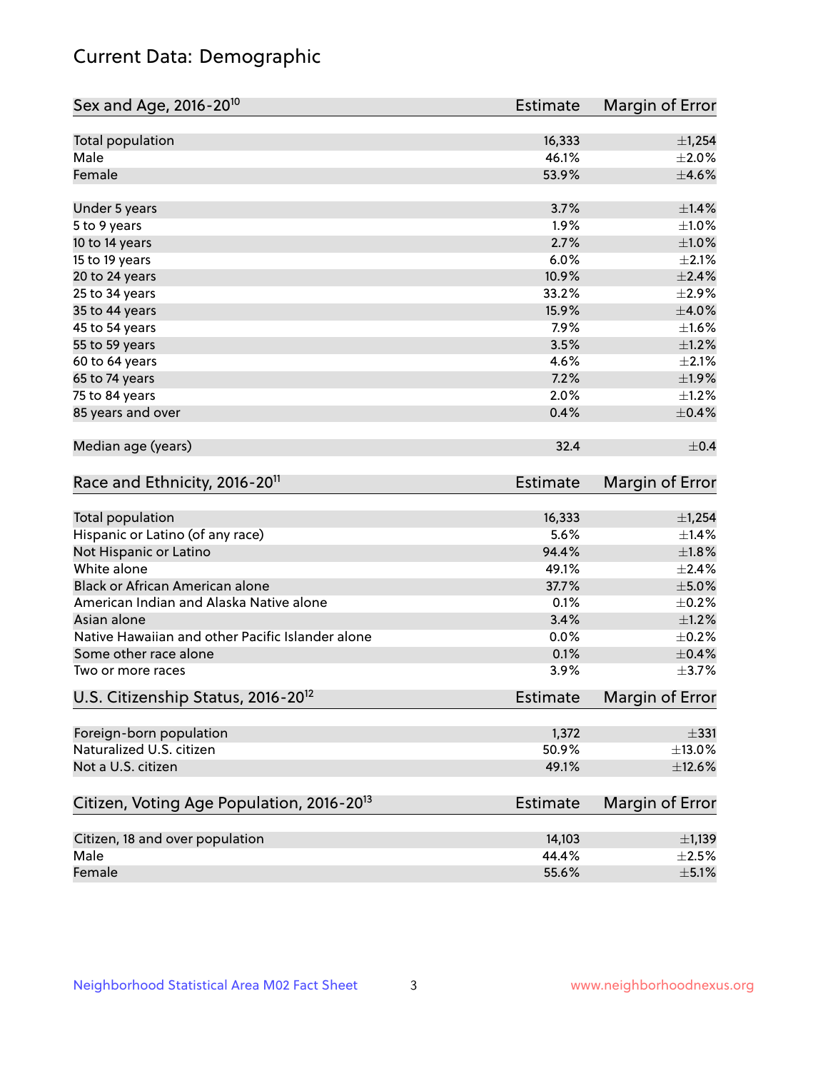# Current Data: Demographic

| Sex and Age, 2016-20[10] | Estimate | Margin of Error |
|---|---|---|
| Total population | 16,333 | ±1,254 |
| Male | 46.1% | ±2.0% |
| Female | 53.9% | ±4.6% |
| Under 5 years | 3.7% | ±1.4% |
| 5 to 9 years | 1.9% | ±1.0% |
| 10 to 14 years | 2.7% | ±1.0% |
| 15 to 19 years | 6.0% | ±2.1% |
| 20 to 24 years | 10.9% | ±2.4% |
| 25 to 34 years | 33.2% | ±2.9% |
| 35 to 44 years | 15.9% | ±4.0% |
| 45 to 54 years | 7.9% | ±1.6% |
| 55 to 59 years | 3.5% | ±1.2% |
| 60 to 64 years | 4.6% | ±2.1% |
| 65 to 74 years | 7.2% | ±1.9% |
| 75 to 84 years | 2.0% | ±1.2% |
| 85 years and over | 0.4% | ±0.4% |
| Median age (years) | 32.4 | ±0.4 |

| Race and Ethnicity, 2016-20[11] | Estimate | Margin of Error |
|---|---|---|
| Total population | 16,333 | ±1,254 |
| Hispanic or Latino (of any race) | 5.6% | ±1.4% |
| Not Hispanic or Latino | 94.4% | ±1.8% |
| White alone | 49.1% | ±2.4% |
| Black or African American alone | 37.7% | ±5.0% |
| American Indian and Alaska Native alone | 0.1% | ±0.2% |
| Asian alone | 3.4% | ±1.2% |
| Native Hawaiian and other Pacific Islander alone | 0.0% | ±0.2% |
| Some other race alone | 0.1% | ±0.4% |
| Two or more races | 3.9% | ±3.7% |

| U.S. Citizenship Status, 2016-20[12] | Estimate | Margin of Error |
|---|---|---|
| Foreign-born population | 1,372 | ±331 |
| Naturalized U.S. citizen | 50.9% | ±13.0% |
| Not a U.S. citizen | 49.1% | ±12.6% |

| Citizen, Voting Age Population, 2016-20[13] | Estimate | Margin of Error |
|---|---|---|
| Citizen, 18 and over population | 14,103 | ±1,139 |
| Male | 44.4% | ±2.5% |
| Female | 55.6% | ±5.1% |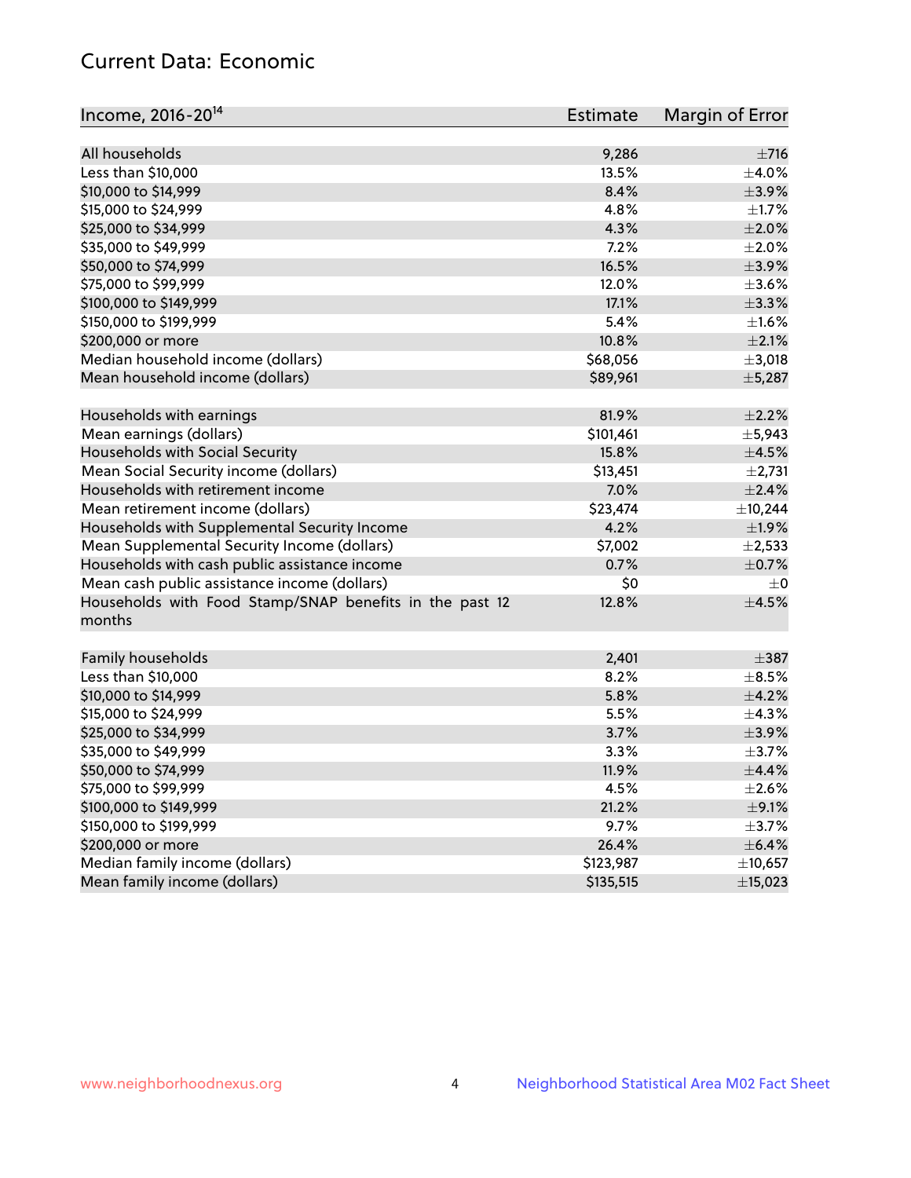## Current Data: Economic

| Income, 2016-20[14] | Estimate | Margin of Error |
|---|---|---|
| All households | 9,286 | ±716 |
| Less than $10,000 | 13.5% | ±4.0% |
| $10,000 to $14,999 | 8.4% | ±3.9% |
| $15,000 to $24,999 | 4.8% | ±1.7% |
| $25,000 to $34,999 | 4.3% | ±2.0% |
| $35,000 to $49,999 | 7.2% | ±2.0% |
| $50,000 to $74,999 | 16.5% | ±3.9% |
| $75,000 to $99,999 | 12.0% | ±3.6% |
| $100,000 to $149,999 | 17.1% | ±3.3% |
| $150,000 to $199,999 | 5.4% | ±1.6% |
| $200,000 or more | 10.8% | ±2.1% |
| Median household income (dollars) | $68,056 | ±3,018 |
| Mean household income (dollars) | $89,961 | ±5,287 |
| | | |
| Households with earnings | 81.9% | ±2.2% |
| Mean earnings (dollars) | $101,461 | ±5,943 |
| Households with Social Security | 15.8% | ±4.5% |
| Mean Social Security income (dollars) | $13,451 | ±2,731 |
| Households with retirement income | 7.0% | ±2.4% |
| Mean retirement income (dollars) | $23,474 | ±10,244 |
| Households with Supplemental Security Income | 4.2% | ±1.9% |
| Mean Supplemental Security Income (dollars) | $7,002 | ±2,533 |
| Households with cash public assistance income | 0.7% | ±0.7% |
| Mean cash public assistance income (dollars) | $0 | ±0 |
| Households with Food Stamp/SNAP benefits in the past 12 months | 12.8% | ±4.5% |
| | | |
| Family households | 2,401 | ±387 |
| Less than $10,000 | 8.2% | ±8.5% |
| $10,000 to $14,999 | 5.8% | ±4.2% |
| $15,000 to $24,999 | 5.5% | ±4.3% |
| $25,000 to $34,999 | 3.7% | ±3.9% |
| $35,000 to $49,999 | 3.3% | ±3.7% |
| $50,000 to $74,999 | 11.9% | ±4.4% |
| $75,000 to $99,999 | 4.5% | ±2.6% |
| $100,000 to $149,999 | 21.2% | ±9.1% |
| $150,000 to $199,999 | 9.7% | ±3.7% |
| $200,000 or more | 26.4% | ±6.4% |
| Median family income (dollars) | $123,987 | ±10,657 |
| Mean family income (dollars) | $135,515 | ±15,023 |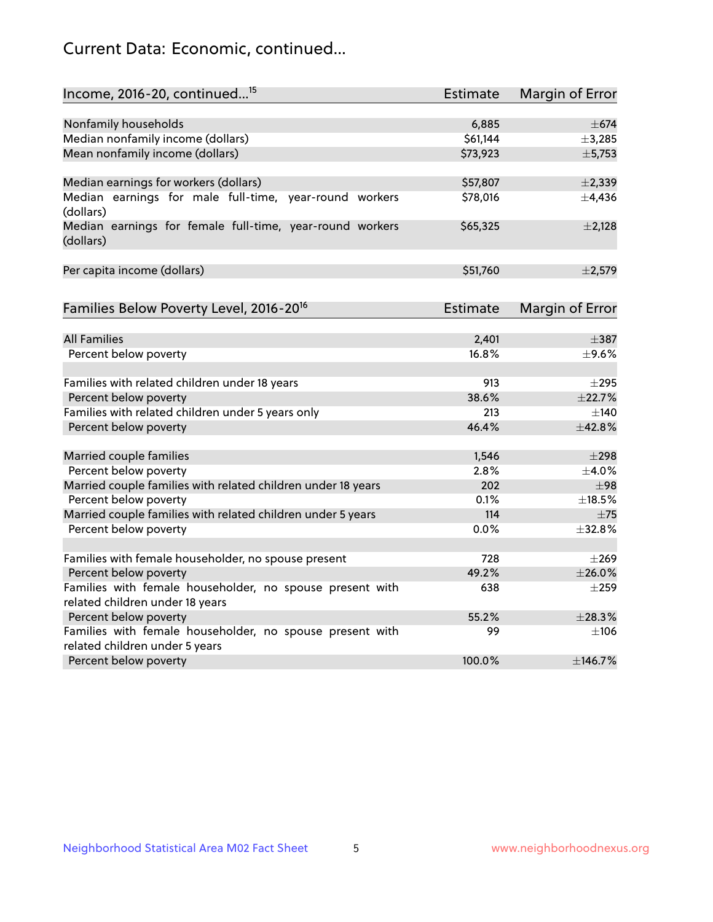# Current Data: Economic, continued...

| Income, 2016-20, continued...[15] | Estimate | Margin of Error |
|---|---|---|
| Nonfamily households | 6,885 | ±674 |
| Median nonfamily income (dollars) | $61,144 | ±3,285 |
| Mean nonfamily income (dollars) | $73,923 | ±5,753 |
| Median earnings for workers (dollars) | $57,807 | ±2,339 |
| Median earnings for male full-time, year-round workers (dollars) | $78,016 | ±4,436 |
| Median earnings for female full-time, year-round workers (dollars) | $65,325 | ±2,128 |
| Per capita income (dollars) | $51,760 | ±2,579 |

| Families Below Poverty Level, 2016-20[16] | Estimate | Margin of Error |
|---|---|---|
| All Families | 2,401 | ±387 |
| Percent below poverty | 16.8% | ±9.6% |
| Families with related children under 18 years | 913 | ±295 |
| Percent below poverty | 38.6% | ±22.7% |
| Families with related children under 5 years only | 213 | ±140 |
| Percent below poverty | 46.4% | ±42.8% |
| Married couple families | 1,546 | ±298 |
| Percent below poverty | 2.8% | ±4.0% |
| Married couple families with related children under 18 years | 202 | ±98 |
| Percent below poverty | 0.1% | ±18.5% |
| Married couple families with related children under 5 years | 114 | ±75 |
| Percent below poverty | 0.0% | ±32.8% |
| Families with female householder, no spouse present | 728 | ±269 |
| Percent below poverty | 49.2% | ±26.0% |
| Families with female householder, no spouse present with related children under 18 years | 638 | ±259 |
| Percent below poverty | 55.2% | ±28.3% |
| Families with female householder, no spouse present with related children under 5 years | 99 | ±106 |
| Percent below poverty | 100.0% | ±146.7% |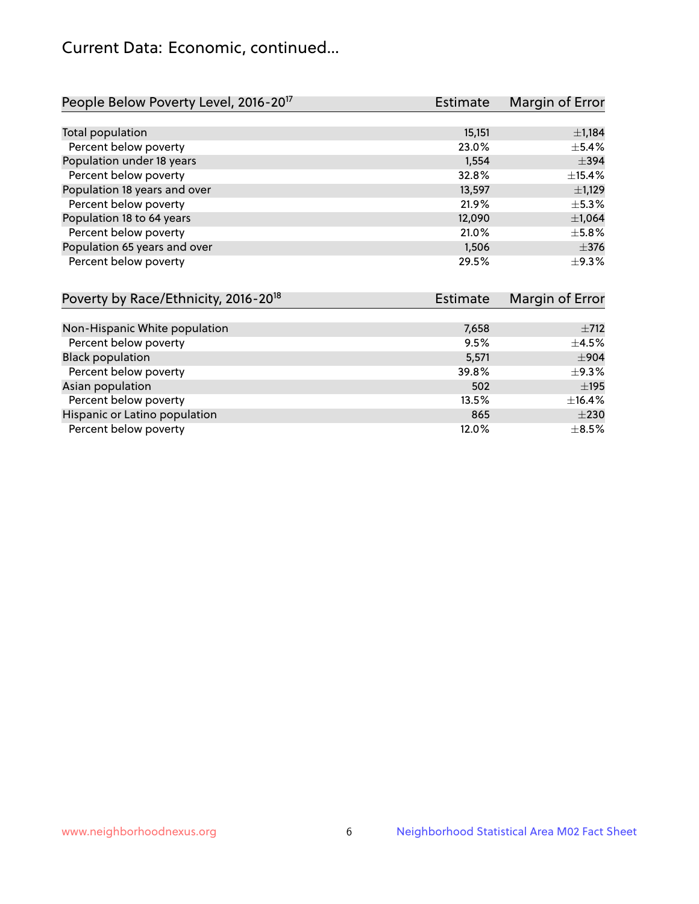# Current Data: Economic, continued...

| People Below Poverty Level, 2016-20[17] | Estimate | Margin of Error |
|---|---|---|
| Total population | 15,151 | ±1,184 |
| Percent below poverty | 23.0% | ±5.4% |
| Population under 18 years | 1,554 | ±394 |
| Percent below poverty | 32.8% | ±15.4% |
| Population 18 years and over | 13,597 | ±1,129 |
| Percent below poverty | 21.9% | ±5.3% |
| Population 18 to 64 years | 12,090 | ±1,064 |
| Percent below poverty | 21.0% | ±5.8% |
| Population 65 years and over | 1,506 | ±376 |
| Percent below poverty | 29.5% | ±9.3% |

| Poverty by Race/Ethnicity, 2016-20[18] | Estimate | Margin of Error |
|---|---|---|
| Non-Hispanic White population | 7,658 | ±712 |
| Percent below poverty | 9.5% | ±4.5% |
| Black population | 5,571 | ±904 |
| Percent below poverty | 39.8% | ±9.3% |
| Asian population | 502 | ±195 |
| Percent below poverty | 13.5% | ±16.4% |
| Hispanic or Latino population | 865 | ±230 |
| Percent below poverty | 12.0% | ±8.5% |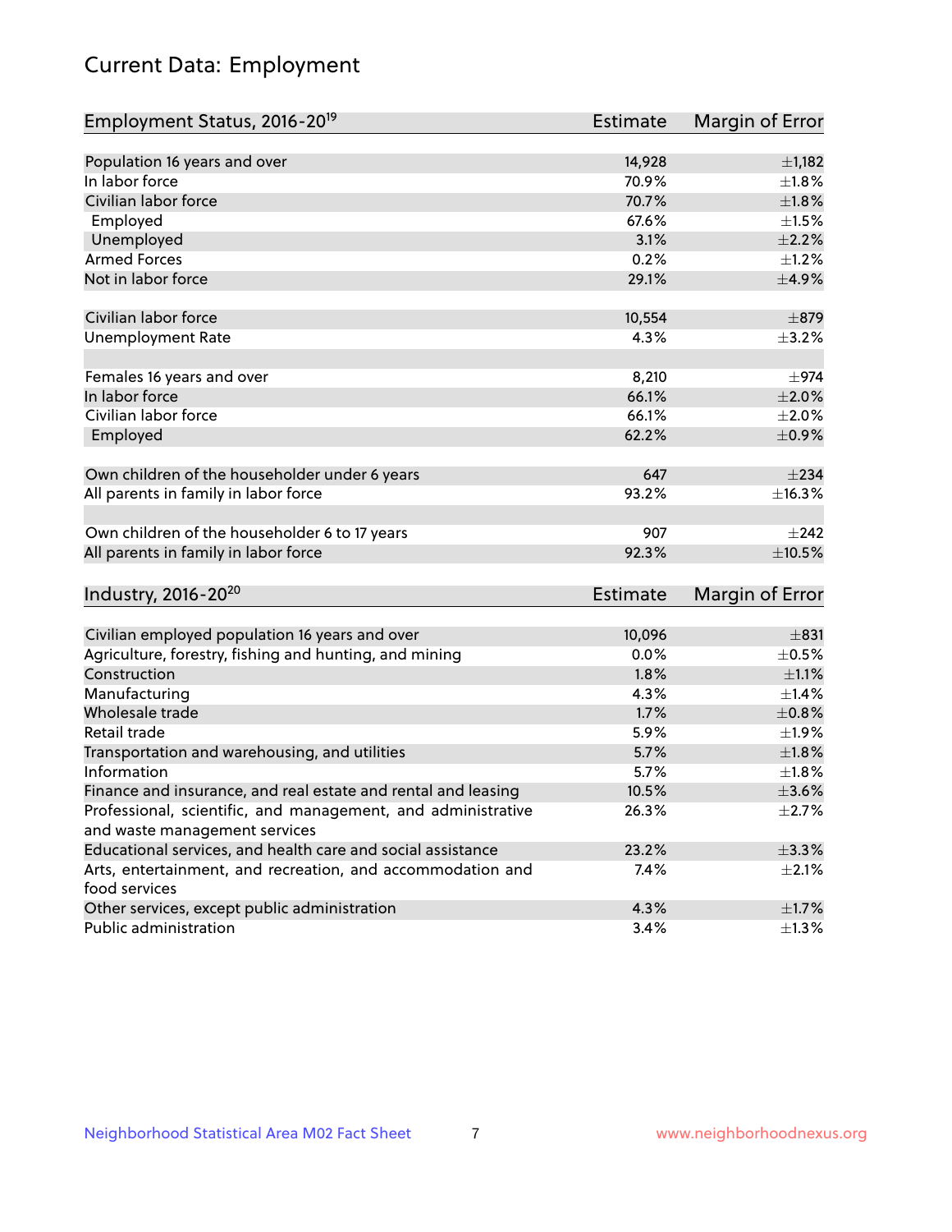# Current Data: Employment

| Employment Status, 2016-20[19] | Estimate | Margin of Error |
|---|---|---|
| Population 16 years and over | 14,928 | ±1,182 |
| In labor force | 70.9% | ±1.8% |
| Civilian labor force | 70.7% | ±1.8% |
| Employed | 67.6% | ±1.5% |
| Unemployed | 3.1% | ±2.2% |
| Armed Forces | 0.2% | ±1.2% |
| Not in labor force | 29.1% | ±4.9% |
| | | |
| Civilian labor force | 10,554 | ±879 |
| Unemployment Rate | 4.3% | ±3.2% |
| | | |
| Females 16 years and over | 8,210 | ±974 |
| In labor force | 66.1% | ±2.0% |
| Civilian labor force | 66.1% | ±2.0% |
| Employed | 62.2% | ±0.9% |
| | | |
| Own children of the householder under 6 years | 647 | ±234 |
| All parents in family in labor force | 93.2% | ±16.3% |
| | | |
| Own children of the householder 6 to 17 years | 907 | ±242 |
| All parents in family in labor force | 92.3% | ±10.5% |

| Industry, 2016-20[20] | Estimate | Margin of Error |
|---|---|---|
| Civilian employed population 16 years and over | 10,096 | ±831 |
| Agriculture, forestry, fishing and hunting, and mining | 0.0% | ±0.5% |
| Construction | 1.8% | ±1.1% |
| Manufacturing | 4.3% | ±1.4% |
| Wholesale trade | 1.7% | ±0.8% |
| Retail trade | 5.9% | ±1.9% |
| Transportation and warehousing, and utilities | 5.7% | ±1.8% |
| Information | 5.7% | ±1.8% |
| Finance and insurance, and real estate and rental and leasing | 10.5% | ±3.6% |
| Professional, scientific, and management, and administrative and waste management services | 26.3% | ±2.7% |
| Educational services, and health care and social assistance | 23.2% | ±3.3% |
| Arts, entertainment, and recreation, and accommodation and food services | 7.4% | ±2.1% |
| Other services, except public administration | 4.3% | ±1.7% |
| Public administration | 3.4% | ±1.3% |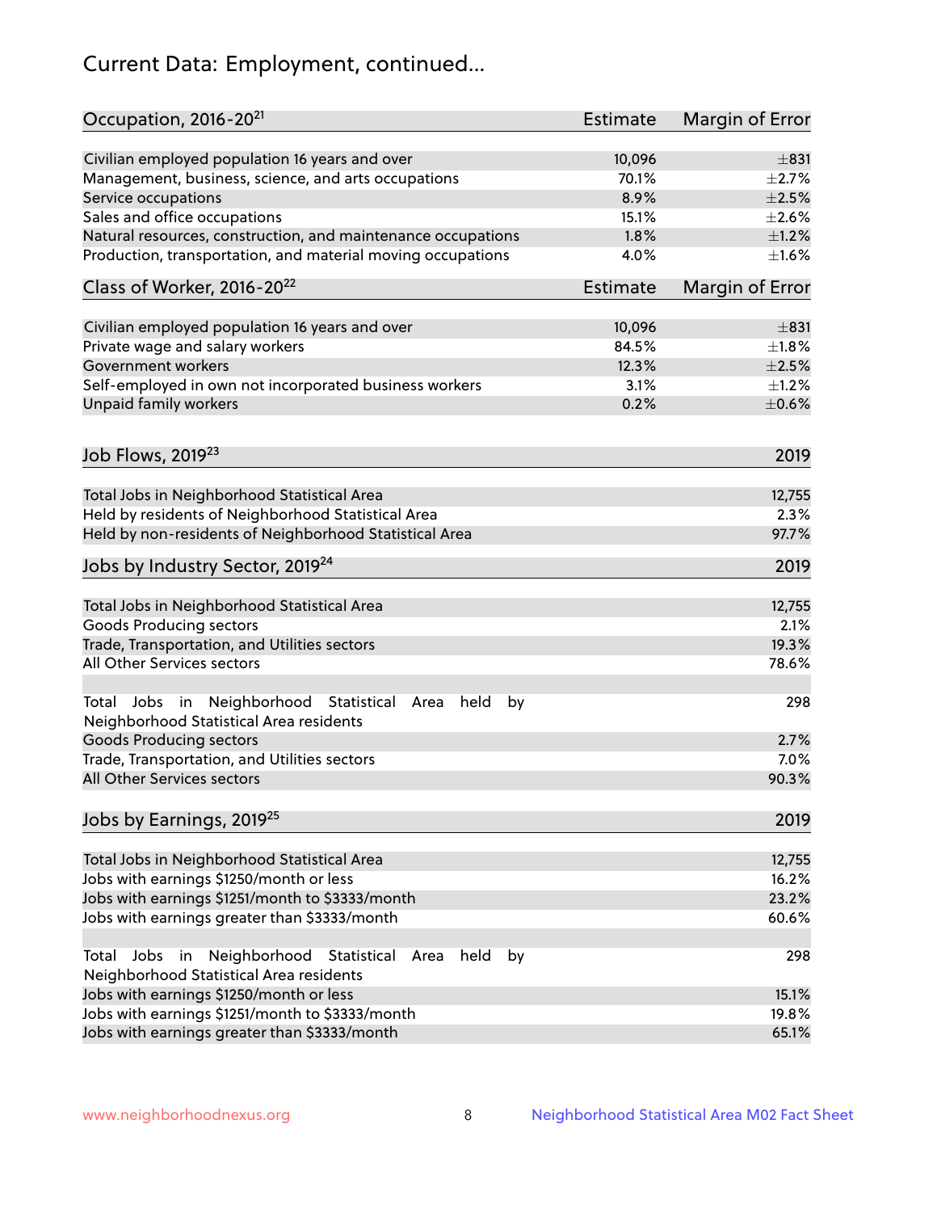# Current Data: Employment, continued...

| Occupation, 2016-20[21] | Estimate | Margin of Error |
|---|---|---|
| Civilian employed population 16 years and over | 10,096 | ±831 |
| Management, business, science, and arts occupations | 70.1% | ±2.7% |
| Service occupations | 8.9% | ±2.5% |
| Sales and office occupations | 15.1% | ±2.6% |
| Natural resources, construction, and maintenance occupations | 1.8% | ±1.2% |
| Production, transportation, and material moving occupations | 4.0% | ±1.6% |

| Class of Worker, 2016-20[22] | Estimate | Margin of Error |
|---|---|---|
| Civilian employed population 16 years and over | 10,096 | ±831 |
| Private wage and salary workers | 84.5% | ±1.8% |
| Government workers | 12.3% | ±2.5% |
| Self-employed in own not incorporated business workers | 3.1% | ±1.2% |
| Unpaid family workers | 0.2% | ±0.6% |

| Job Flows, 2019[23] | 2019 |
|---|---|
| Total Jobs in Neighborhood Statistical Area | 12,755 |
| Held by residents of Neighborhood Statistical Area | 2.3% |
| Held by non-residents of Neighborhood Statistical Area | 97.7% |

| Jobs by Industry Sector, 2019[24] | 2019 |
|---|---|
| Total Jobs in Neighborhood Statistical Area | 12,755 |
| Goods Producing sectors | 2.1% |
| Trade, Transportation, and Utilities sectors | 19.3% |
| All Other Services sectors | 78.6% |
| | |
| Total Jobs in Neighborhood Statistical Area held by Neighborhood Statistical Area residents | 298 |
| Goods Producing sectors | 2.7% |
| Trade, Transportation, and Utilities sectors | 7.0% |
| All Other Services sectors | 90.3% |

| Jobs by Earnings, 2019[25] | 2019 |
|---|---|
| Total Jobs in Neighborhood Statistical Area | 12,755 |
| Jobs with earnings $1250/month or less | 16.2% |
| Jobs with earnings $1251/month to $3333/month | 23.2% |
| Jobs with earnings greater than $3333/month | 60.6% |
| | |
| Total Jobs in Neighborhood Statistical Area held by Neighborhood Statistical Area residents | 298 |
| Jobs with earnings $1250/month or less | 15.1% |
| Jobs with earnings $1251/month to $3333/month | 19.8% |
| Jobs with earnings greater than $3333/month | 65.1% |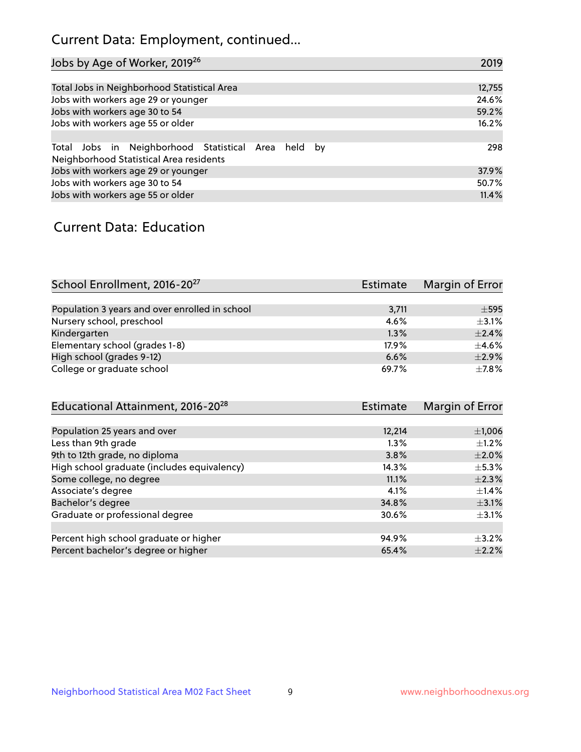## Current Data: Employment, continued...

| Jobs by Age of Worker, 2019[26] | 2019 |
|---|---|
| Total Jobs in Neighborhood Statistical Area | 12,755 |
| Jobs with workers age 29 or younger | 24.6% |
| Jobs with workers age 30 to 54 | 59.2% |
| Jobs with workers age 55 or older | 16.2% |
| | |
| Total Jobs in Neighborhood Statistical Area held by Neighborhood Statistical Area residents | 298 |
| Jobs with workers age 29 or younger | 37.9% |
| Jobs with workers age 30 to 54 | 50.7% |
| Jobs with workers age 55 or older | 11.4% |

## Current Data: Education

| School Enrollment, 2016-20[27] | Estimate | Margin of Error |
|---|---|---|
| Population 3 years and over enrolled in school | 3,711 | ±595 |
| Nursery school, preschool | 4.6% | ±3.1% |
| Kindergarten | 1.3% | ±2.4% |
| Elementary school (grades 1-8) | 17.9% | ±4.6% |
| High school (grades 9-12) | 6.6% | ±2.9% |
| College or graduate school | 69.7% | ±7.8% |

| Educational Attainment, 2016-20[28] | Estimate | Margin of Error |
|---|---|---|
| Population 25 years and over | 12,214 | ±1,006 |
| Less than 9th grade | 1.3% | ±1.2% |
| 9th to 12th grade, no diploma | 3.8% | ±2.0% |
| High school graduate (includes equivalency) | 14.3% | ±5.3% |
| Some college, no degree | 11.1% | ±2.3% |
| Associate's degree | 4.1% | ±1.4% |
| Bachelor's degree | 34.8% | ±3.1% |
| Graduate or professional degree | 30.6% | ±3.1% |
| | | |
| Percent high school graduate or higher | 94.9% | ±3.2% |
| Percent bachelor's degree or higher | 65.4% | ±2.2% |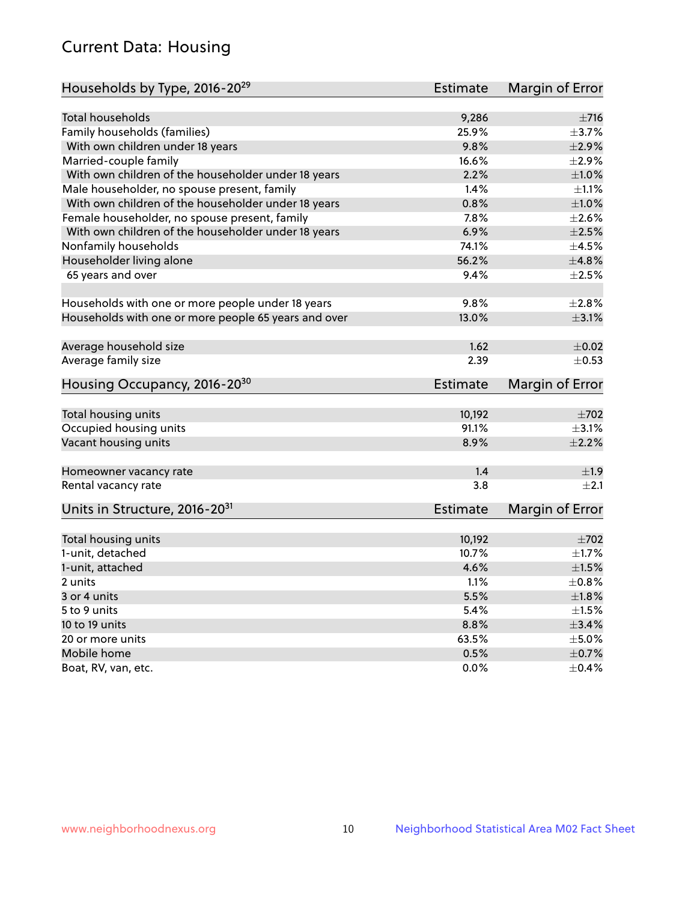# Current Data: Housing

| Households by Type, 2016-20[29] | Estimate | Margin of Error |
|---|---|---|
| Total households | 9,286 | ±716 |
| Family households (families) | 25.9% | ±3.7% |
| With own children under 18 years | 9.8% | ±2.9% |
| Married-couple family | 16.6% | ±2.9% |
| With own children of the householder under 18 years | 2.2% | ±1.0% |
| Male householder, no spouse present, family | 1.4% | ±1.1% |
| With own children of the householder under 18 years | 0.8% | ±1.0% |
| Female householder, no spouse present, family | 7.8% | ±2.6% |
| With own children of the householder under 18 years | 6.9% | ±2.5% |
| Nonfamily households | 74.1% | ±4.5% |
| Householder living alone | 56.2% | ±4.8% |
| 65 years and over | 9.4% | ±2.5% |
| | | |
| Households with one or more people under 18 years | 9.8% | ±2.8% |
| Households with one or more people 65 years and over | 13.0% | ±3.1% |
| | | |
| Average household size | 1.62 | ±0.02 |
| Average family size | 2.39 | ±0.53 |

| Housing Occupancy, 2016-20[30] | Estimate | Margin of Error |
|---|---|---|
| Total housing units | 10,192 | ±702 |
| Occupied housing units | 91.1% | ±3.1% |
| Vacant housing units | 8.9% | ±2.2% |
| | | |
| Homeowner vacancy rate | 1.4 | ±1.9 |
| Rental vacancy rate | 3.8 | ±2.1 |

| Units in Structure, 2016-20[31] | Estimate | Margin of Error |
|---|---|---|
| Total housing units | 10,192 | ±702 |
| 1-unit, detached | 10.7% | ±1.7% |
| 1-unit, attached | 4.6% | ±1.5% |
| 2 units | 1.1% | ±0.8% |
| 3 or 4 units | 5.5% | ±1.8% |
| 5 to 9 units | 5.4% | ±1.5% |
| 10 to 19 units | 8.8% | ±3.4% |
| 20 or more units | 63.5% | ±5.0% |
| Mobile home | 0.5% | ±0.7% |
| Boat, RV, van, etc. | 0.0% | ±0.4% |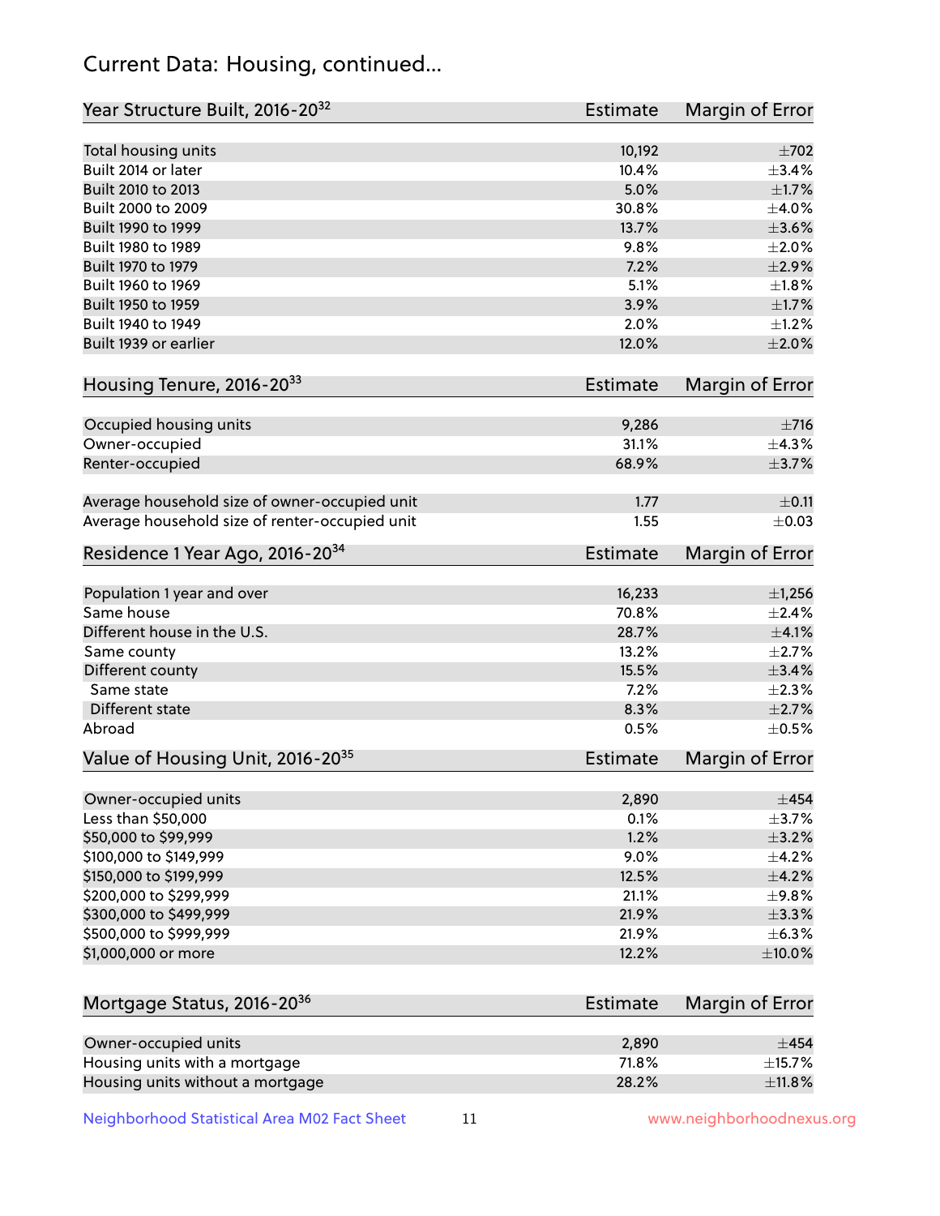## Current Data: Housing, continued...

| Year Structure Built, 2016-20[32] | Estimate | Margin of Error |
|---|---|---|
| Total housing units | 10,192 | ±702 |
| Built 2014 or later | 10.4% | ±3.4% |
| Built 2010 to 2013 | 5.0% | ±1.7% |
| Built 2000 to 2009 | 30.8% | ±4.0% |
| Built 1990 to 1999 | 13.7% | ±3.6% |
| Built 1980 to 1989 | 9.8% | ±2.0% |
| Built 1970 to 1979 | 7.2% | ±2.9% |
| Built 1960 to 1969 | 5.1% | ±1.8% |
| Built 1950 to 1959 | 3.9% | ±1.7% |
| Built 1940 to 1949 | 2.0% | ±1.2% |
| Built 1939 or earlier | 12.0% | ±2.0% |

| Housing Tenure, 2016-20[33] | Estimate | Margin of Error |
|---|---|---|
| Occupied housing units | 9,286 | ±716 |
| Owner-occupied | 31.1% | ±4.3% |
| Renter-occupied | 68.9% | ±3.7% |
| Average household size of owner-occupied unit | 1.77 | ±0.11 |
| Average household size of renter-occupied unit | 1.55 | ±0.03 |

| Residence 1 Year Ago, 2016-20[34] | Estimate | Margin of Error |
|---|---|---|
| Population 1 year and over | 16,233 | ±1,256 |
| Same house | 70.8% | ±2.4% |
| Different house in the U.S. | 28.7% | ±4.1% |
| Same county | 13.2% | ±2.7% |
| Different county | 15.5% | ±3.4% |
| Same state | 7.2% | ±2.3% |
| Different state | 8.3% | ±2.7% |
| Abroad | 0.5% | ±0.5% |

| Value of Housing Unit, 2016-20[35] | Estimate | Margin of Error |
|---|---|---|
| Owner-occupied units | 2,890 | ±454 |
| Less than $50,000 | 0.1% | ±3.7% |
| $50,000 to $99,999 | 1.2% | ±3.2% |
| $100,000 to $149,999 | 9.0% | ±4.2% |
| $150,000 to $199,999 | 12.5% | ±4.2% |
| $200,000 to $299,999 | 21.1% | ±9.8% |
| $300,000 to $499,999 | 21.9% | ±3.3% |
| $500,000 to $999,999 | 21.9% | ±6.3% |
| $1,000,000 or more | 12.2% | ±10.0% |

| Mortgage Status, 2016-20[36] | Estimate | Margin of Error |
|---|---|---|
| Owner-occupied units | 2,890 | ±454 |
| Housing units with a mortgage | 71.8% | ±15.7% |
| Housing units without a mortgage | 28.2% | ±11.8% |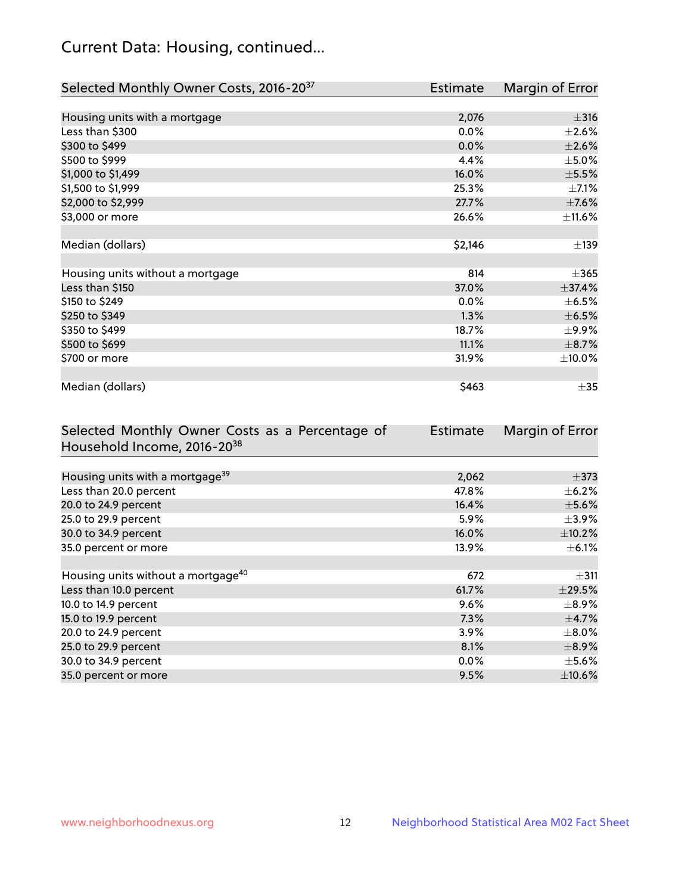## Current Data: Housing, continued...

| Selected Monthly Owner Costs, 2016-20[37] | Estimate | Margin of Error |
|---|---|---|
| Housing units with a mortgage | 2,076 | ±316 |
| Less than $300 | 0.0% | ±2.6% |
| $300 to $499 | 0.0% | ±2.6% |
| $500 to $999 | 4.4% | ±5.0% |
| $1,000 to $1,499 | 16.0% | ±5.5% |
| $1,500 to $1,999 | 25.3% | ±7.1% |
| $2,000 to $2,999 | 27.7% | ±7.6% |
| $3,000 or more | 26.6% | ±11.6% |
| | | |
| Median (dollars) | $2,146 | ±139 |
| | | |
| Housing units without a mortgage | 814 | ±365 |
| Less than $150 | 37.0% | ±37.4% |
| $150 to $249 | 0.0% | ±6.5% |
| $250 to $349 | 1.3% | ±6.5% |
| $350 to $499 | 18.7% | ±9.9% |
| $500 to $699 | 11.1% | ±8.7% |
| $700 or more | 31.9% | ±10.0% |
| | | |
| Median (dollars) | $463 | ±35 |

| Selected Monthly Owner Costs as a Percentage of Household Income, 2016-20[38] | Estimate | Margin of Error |
|---|---|---|
| Housing units with a mortgage[39] | 2,062 | ±373 |
| Less than 20.0 percent | 47.8% | ±6.2% |
| 20.0 to 24.9 percent | 16.4% | ±5.6% |
| 25.0 to 29.9 percent | 5.9% | ±3.9% |
| 30.0 to 34.9 percent | 16.0% | ±10.2% |
| 35.0 percent or more | 13.9% | ±6.1% |
| | | |
| Housing units without a mortgage[40] | 672 | ±311 |
| Less than 10.0 percent | 61.7% | ±29.5% |
| 10.0 to 14.9 percent | 9.6% | ±8.9% |
| 15.0 to 19.9 percent | 7.3% | ±4.7% |
| 20.0 to 24.9 percent | 3.9% | ±8.0% |
| 25.0 to 29.9 percent | 8.1% | ±8.9% |
| 30.0 to 34.9 percent | 0.0% | ±5.6% |
| 35.0 percent or more | 9.5% | ±10.6% |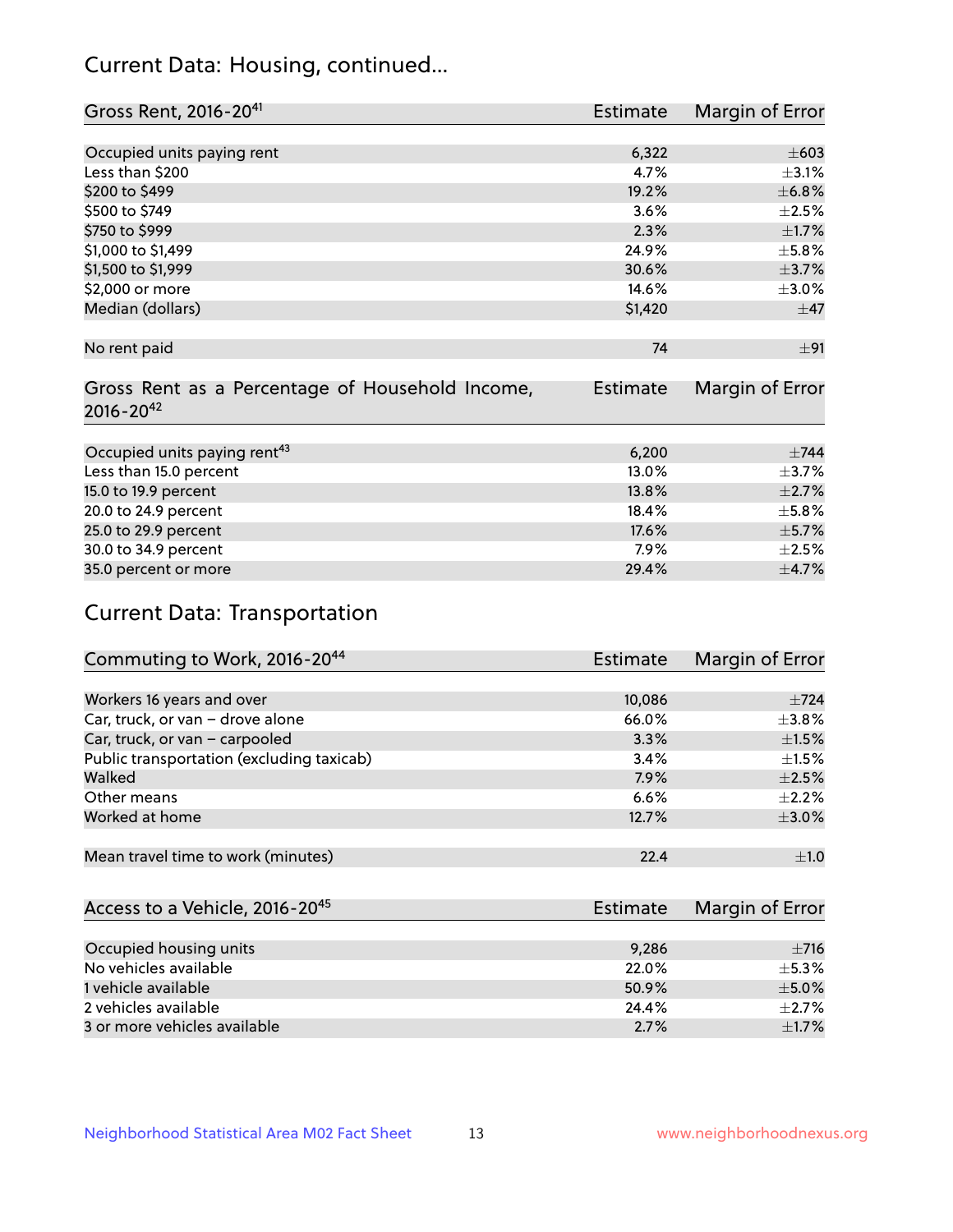## Current Data: Housing, continued...

| Gross Rent, 2016-20[41] | Estimate | Margin of Error |
|---|---|---|
| Occupied units paying rent | 6,322 | ±603 |
| Less than $200 | 4.7% | ±3.1% |
| $200 to $499 | 19.2% | ±6.8% |
| $500 to $749 | 3.6% | ±2.5% |
| $750 to $999 | 2.3% | ±1.7% |
| $1,000 to $1,499 | 24.9% | ±5.8% |
| $1,500 to $1,999 | 30.6% | ±3.7% |
| $2,000 or more | 14.6% | ±3.0% |
| Median (dollars) | $1,420 | ±47 |
| No rent paid | 74 | ±91 |

| Gross Rent as a Percentage of Household Income, 2016-20[42] | Estimate | Margin of Error |
|---|---|---|
| Occupied units paying rent[43] | 6,200 | ±744 |
| Less than 15.0 percent | 13.0% | ±3.7% |
| 15.0 to 19.9 percent | 13.8% | ±2.7% |
| 20.0 to 24.9 percent | 18.4% | ±5.8% |
| 25.0 to 29.9 percent | 17.6% | ±5.7% |
| 30.0 to 34.9 percent | 7.9% | ±2.5% |
| 35.0 percent or more | 29.4% | ±4.7% |

## Current Data: Transportation

| Commuting to Work, 2016-20[44] | Estimate | Margin of Error |
|---|---|---|
| Workers 16 years and over | 10,086 | ±724 |
| Car, truck, or van – drove alone | 66.0% | ±3.8% |
| Car, truck, or van – carpooled | 3.3% | ±1.5% |
| Public transportation (excluding taxicab) | 3.4% | ±1.5% |
| Walked | 7.9% | ±2.5% |
| Other means | 6.6% | ±2.2% |
| Worked at home | 12.7% | ±3.0% |
| Mean travel time to work (minutes) | 22.4 | ±1.0 |

| Access to a Vehicle, 2016-20[45] | Estimate | Margin of Error |
|---|---|---|
| Occupied housing units | 9,286 | ±716 |
| No vehicles available | 22.0% | ±5.3% |
| 1 vehicle available | 50.9% | ±5.0% |
| 2 vehicles available | 24.4% | ±2.7% |
| 3 or more vehicles available | 2.7% | ±1.7% |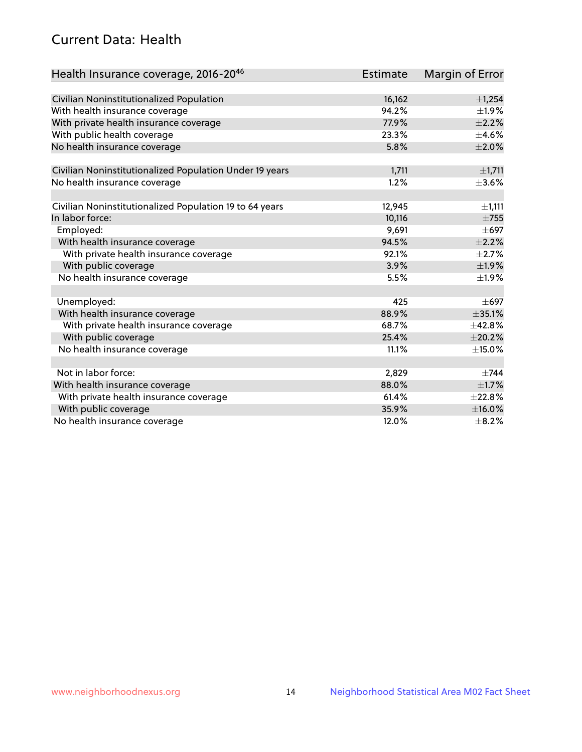## Current Data: Health

| Health Insurance coverage, 2016-20[46] | Estimate | Margin of Error |
|---|---|---|
| Civilian Noninstitutionalized Population | 16,162 | ±1,254 |
| With health insurance coverage | 94.2% | ±1.9% |
| With private health insurance coverage | 77.9% | ±2.2% |
| With public health coverage | 23.3% | ±4.6% |
| No health insurance coverage | 5.8% | ±2.0% |
| | | |
| Civilian Noninstitutionalized Population Under 19 years | 1,711 | ±1,711 |
| No health insurance coverage | 1.2% | ±3.6% |
| | | |
| Civilian Noninstitutionalized Population 19 to 64 years | 12,945 | ±1,111 |
| In labor force: | 10,116 | ±755 |
| Employed: | 9,691 | ±697 |
| With health insurance coverage | 94.5% | ±2.2% |
| With private health insurance coverage | 92.1% | ±2.7% |
| With public coverage | 3.9% | ±1.9% |
| No health insurance coverage | 5.5% | ±1.9% |
| | | |
| Unemployed: | 425 | ±697 |
| With health insurance coverage | 88.9% | ±35.1% |
| With private health insurance coverage | 68.7% | ±42.8% |
| With public coverage | 25.4% | ±20.2% |
| No health insurance coverage | 11.1% | ±15.0% |
| | | |
| Not in labor force: | 2,829 | ±744 |
| With health insurance coverage | 88.0% | ±1.7% |
| With private health insurance coverage | 61.4% | ±22.8% |
| With public coverage | 35.9% | ±16.0% |
| No health insurance coverage | 12.0% | ±8.2% |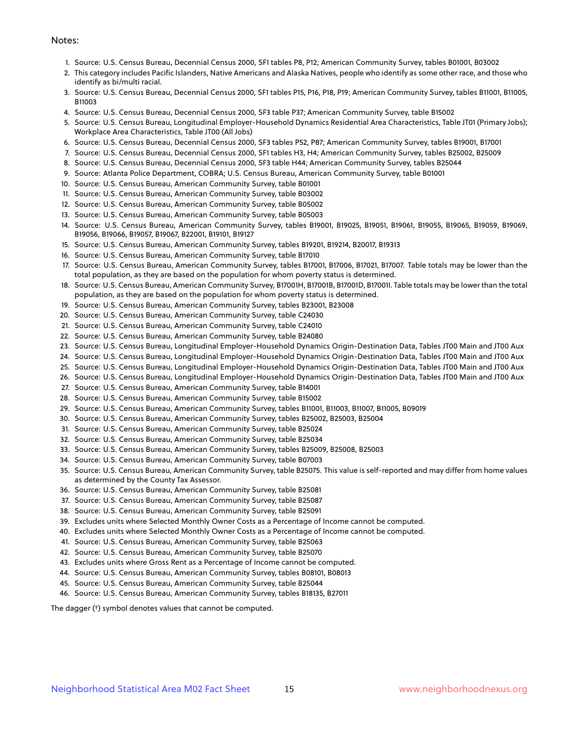Notes:

1. Source: U.S. Census Bureau, Decennial Census 2000, SF1 tables P8, P12; American Community Survey, tables B01001, B03002
2. This category includes Pacific Islanders, Native Americans and Alaska Natives, people who identify as some other race, and those who identify as bi/multi racial.
3. Source: U.S. Census Bureau, Decennial Census 2000, SF1 tables P15, P16, P18, P19; American Community Survey, tables B11001, B11005, B11003
4. Source: U.S. Census Bureau, Decennial Census 2000, SF3 table P37; American Community Survey, table B15002
5. Source: U.S. Census Bureau, Longitudinal Employer-Household Dynamics Residential Area Characteristics, Table JT01 (Primary Jobs); Workplace Area Characteristics, Table JT00 (All Jobs)
6. Source: U.S. Census Bureau, Decennial Census 2000, SF3 tables P52, P87; American Community Survey, tables B19001, B17001
7. Source: U.S. Census Bureau, Decennial Census 2000, SF1 tables H3, H4; American Community Survey, tables B25002, B25009
8. Source: U.S. Census Bureau, Decennial Census 2000, SF3 table H44; American Community Survey, tables B25044
9. Source: Atlanta Police Department, COBRA; U.S. Census Bureau, American Community Survey, table B01001
10. Source: U.S. Census Bureau, American Community Survey, table B01001
11. Source: U.S. Census Bureau, American Community Survey, table B03002
12. Source: U.S. Census Bureau, American Community Survey, table B05002
13. Source: U.S. Census Bureau, American Community Survey, table B05003
14. Source: U.S. Census Bureau, American Community Survey, tables B19001, B19025, B19051, B19061, B19055, B19065, B19059, B19069, B19056, B19066, B19057, B19067, B22001, B19101, B19127
15. Source: U.S. Census Bureau, American Community Survey, tables B19201, B19214, B20017, B19313
16. Source: U.S. Census Bureau, American Community Survey, table B17010
17. Source: U.S. Census Bureau, American Community Survey, tables B17001, B17006, B17021, B17007. Table totals may be lower than the total population, as they are based on the population for whom poverty status is determined.
18. Source: U.S. Census Bureau, American Community Survey, B17001H, B17001B, B17001D, B17001I. Table totals may be lower than the total population, as they are based on the population for whom poverty status is determined.
19. Source: U.S. Census Bureau, American Community Survey, tables B23001, B23008
20. Source: U.S. Census Bureau, American Community Survey, table C24030
21. Source: U.S. Census Bureau, American Community Survey, table C24010
22. Source: U.S. Census Bureau, American Community Survey, table B24080
23. Source: U.S. Census Bureau, Longitudinal Employer-Household Dynamics Origin-Destination Data, Tables JT00 Main and JT00 Aux
24. Source: U.S. Census Bureau, Longitudinal Employer-Household Dynamics Origin-Destination Data, Tables JT00 Main and JT00 Aux
25. Source: U.S. Census Bureau, Longitudinal Employer-Household Dynamics Origin-Destination Data, Tables JT00 Main and JT00 Aux
26. Source: U.S. Census Bureau, Longitudinal Employer-Household Dynamics Origin-Destination Data, Tables JT00 Main and JT00 Aux
27. Source: U.S. Census Bureau, American Community Survey, table B14001
28. Source: U.S. Census Bureau, American Community Survey, table B15002
29. Source: U.S. Census Bureau, American Community Survey, tables B11001, B11003, B11007, B11005, B09019
30. Source: U.S. Census Bureau, American Community Survey, tables B25002, B25003, B25004
31. Source: U.S. Census Bureau, American Community Survey, table B25024
32. Source: U.S. Census Bureau, American Community Survey, table B25034
33. Source: U.S. Census Bureau, American Community Survey, tables B25009, B25008, B25003
34. Source: U.S. Census Bureau, American Community Survey, table B07003
35. Source: U.S. Census Bureau, American Community Survey, table B25075. This value is self-reported and may differ from home values as determined by the County Tax Assessor.
36. Source: U.S. Census Bureau, American Community Survey, table B25081
37. Source: U.S. Census Bureau, American Community Survey, table B25087
38. Source: U.S. Census Bureau, American Community Survey, table B25091
39. Excludes units where Selected Monthly Owner Costs as a Percentage of Income cannot be computed.
40. Excludes units where Selected Monthly Owner Costs as a Percentage of Income cannot be computed.
41. Source: U.S. Census Bureau, American Community Survey, table B25063
42. Source: U.S. Census Bureau, American Community Survey, table B25070
43. Excludes units where Gross Rent as a Percentage of Income cannot be computed.
44. Source: U.S. Census Bureau, American Community Survey, tables B08101, B08013
45. Source: U.S. Census Bureau, American Community Survey, table B25044
46. Source: U.S. Census Bureau, American Community Survey, tables B18135, B27011

The dagger (†) symbol denotes values that cannot be computed.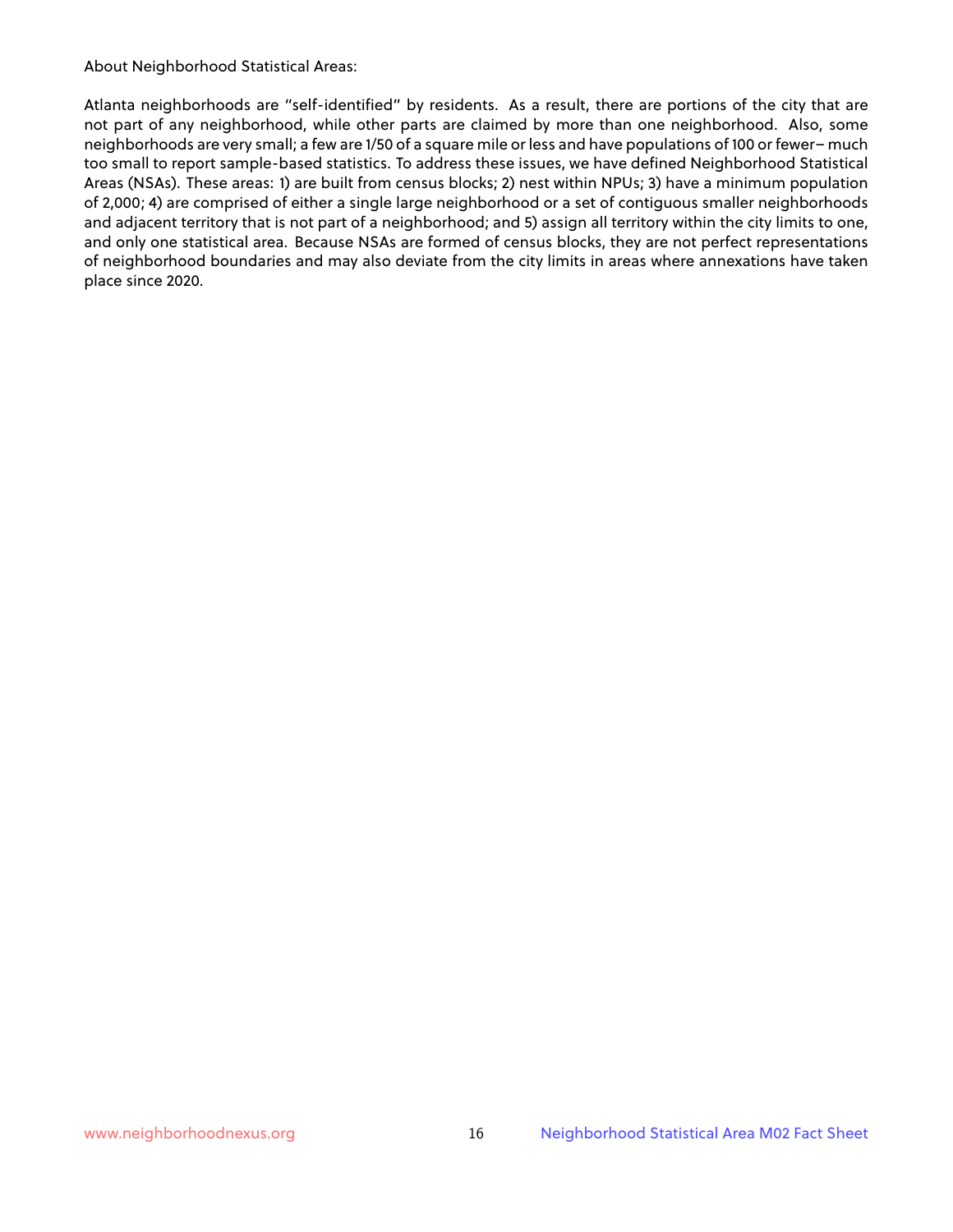About Neighborhood Statistical Areas:

Atlanta neighborhoods are "self-identified" by residents. As a result, there are portions of the city that are not part of any neighborhood, while other parts are claimed by more than one neighborhood. Also, some neighborhoods are very small; a few are 1/50 of a square mile or less and have populations of 100 or fewer– much too small to report sample-based statistics. To address these issues, we have defined Neighborhood Statistical Areas (NSAs). These areas: 1) are built from census blocks; 2) nest within NPUs; 3) have a minimum population of 2,000; 4) are comprised of either a single large neighborhood or a set of contiguous smaller neighborhoods and adjacent territory that is not part of a neighborhood; and 5) assign all territory within the city limits to one, and only one statistical area. Because NSAs are formed of census blocks, they are not perfect representations of neighborhood boundaries and may also deviate from the city limits in areas where annexations have taken place since 2020.